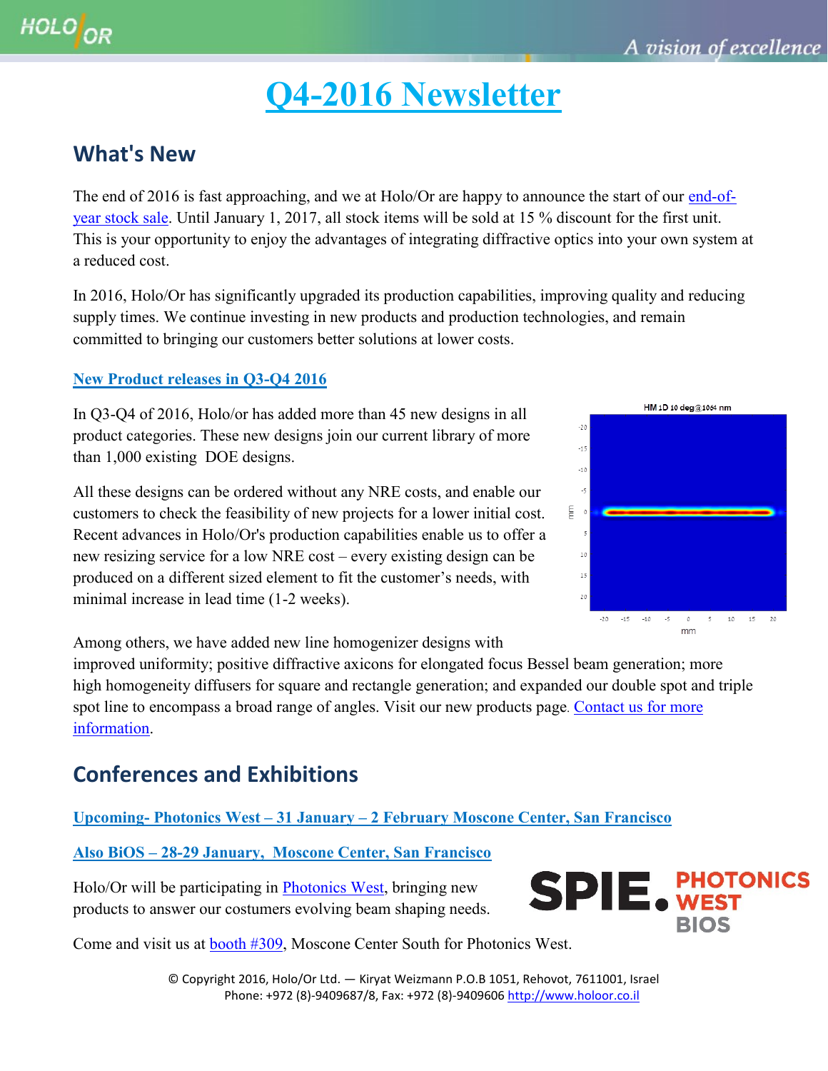# Q4-2016 Newsletter

## What's New

The end of 2016 is fast approaching, and we at Holo/Or are happy to announce the start of our end-of-year stock sale. Until January 1, 2017, all stock items will be sold at 15 % discount for the first unit. This is your opportunity to enjoy the advantages of integrating diffractive optics into your own system at a reduced cost.

In 2016, Holo/Or has significantly upgraded its production capabilities, improving quality and reducing supply times. We continue investing in new products and production technologies, and remain committed to bringing our customers better solutions at lower costs.

### New Product releases in Q3-Q4 2016

In Q3-Q4 of 2016, Holo/or has added more than 45 new designs in all product categories. These new designs join our current library of more than 1,000 existing DOE designs.

All these designs can be ordered without any NRE costs, and enable our customers to check the feasibility of new projects for a lower initial cost. Recent advances in Holo/Or's production capabilities enable us to offer a new resizing service for a low NRE cost – every existing design can be produced on a different sized element to fit the customer's needs, with minimal increase in lead time (1-2 weeks).

HM 1D 10 deg@1064 nm

mm

-20 -15 -10 -5 0 5 10 15 20

mm

-20 -15 -10 -5 0 5 10 15 20

Among others, we have added new line homogenizer designs with improved uniformity; positive diffractive axicons for elongated focus Bessel beam generation; more high homogeneity diffusers for square and rectangle generation; and expanded our double spot and triple spot line to encompass a broad range of angles. Visit our new products page. Contact us for more information.

## Conferences and Exhibitions

### Upcoming- Photonics West – 31 January – 2 February Moscone Center, San Francisco

### Also BiOS – 28-29 January, Moscone Center, San Francisco

Holo/Or will be participating in Photonics West, bringing new products to answer our costumers evolving beam shaping needs.

SPIE. PHOTONICS WEST BIOS

Come and visit us at booth #309, Moscone Center South for Photonics West.

© Copyright 2016, Holo/Or Ltd. — Kiryat Weizmann P.O.B 1051, Rehovot, 7611001, Israel
Phone: +972 (8)-9409687/8, Fax: +972 (8)-9409606 http://www.holoor.co.il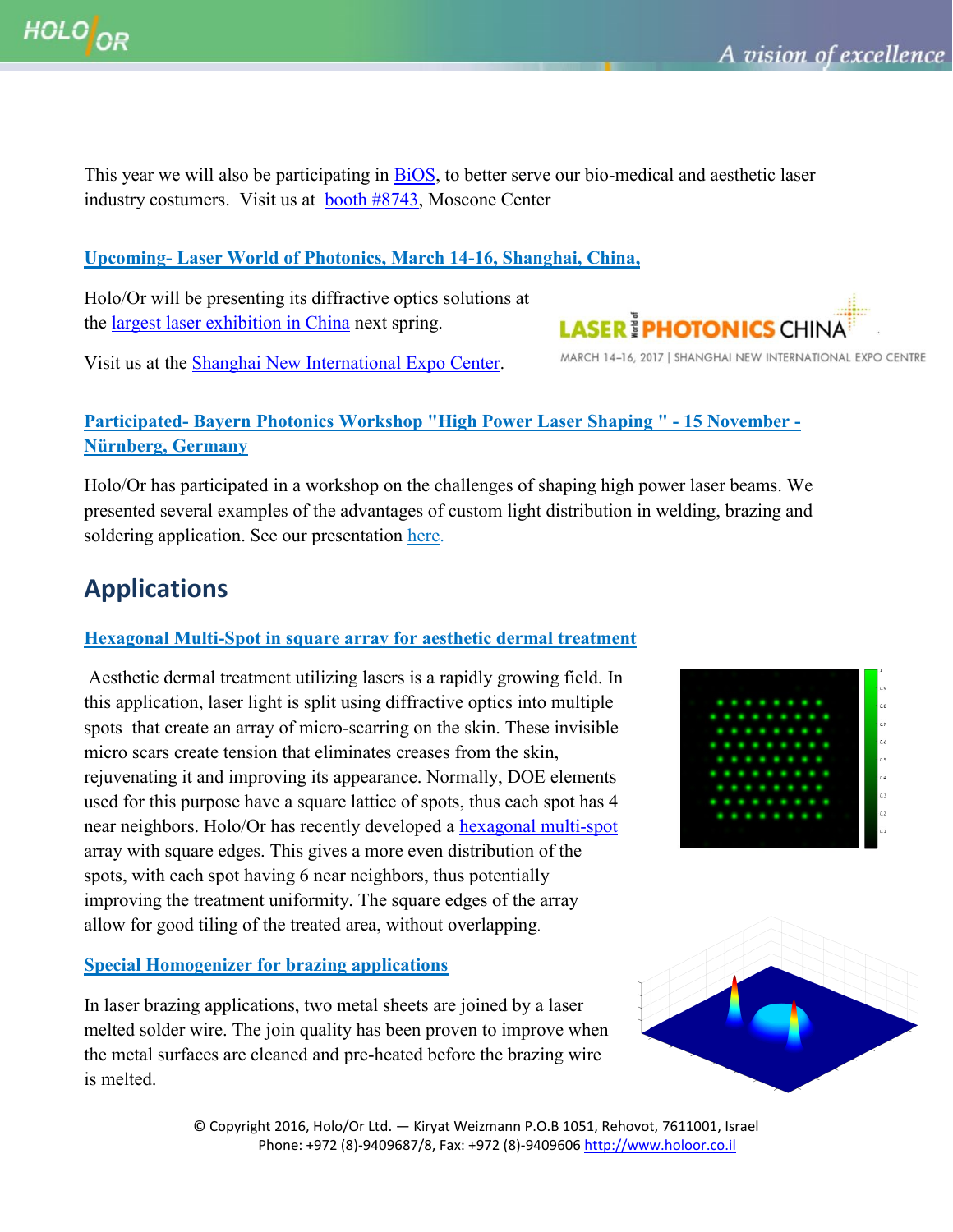This year we will also be participating in BiOS, to better serve our bio-medical and aesthetic laser industry costumers. Visit us at booth #8743, Moscone Center

**Upcoming- Laser World of Photonics, March 14-16, Shanghai, China,**

Holo/Or will be presenting its diffractive optics solutions at the largest laser exhibition in China next spring.

Visit us at the Shanghai New International Expo Center.

LASER World of PHOTONICS CHINA

MARCH 14–16, 2017 | SHANGHAI NEW INTERNATIONAL EXPO CENTRE

**Participated- Bayern Photonics Workshop "High Power Laser Shaping " - 15 November - Nürnberg, Germany**

Holo/Or has participated in a workshop on the challenges of shaping high power laser beams. We presented several examples of the advantages of custom light distribution in welding, brazing and soldering application. See our presentation here.

## Applications

**Hexagonal Multi-Spot in square array for aesthetic dermal treatment**

Aesthetic dermal treatment utilizing lasers is a rapidly growing field. In this application, laser light is split using diffractive optics into multiple spots that create an array of micro-scarring on the skin. These invisible micro scars create tension that eliminates creases from the skin, rejuvenating it and improving its appearance. Normally, DOE elements used for this purpose have a square lattice of spots, thus each spot has 4 near neighbors. Holo/Or has recently developed a hexagonal multi-spot array with square edges. This gives a more even distribution of the spots, with each spot having 6 near neighbors, thus potentially improving the treatment uniformity. The square edges of the array allow for good tiling of the treated area, without overlapping.

**Special Homogenizer for brazing applications**

In laser brazing applications, two metal sheets are joined by a laser melted solder wire. The join quality has been proven to improve when the metal surfaces are cleaned and pre-heated before the brazing wire is melted.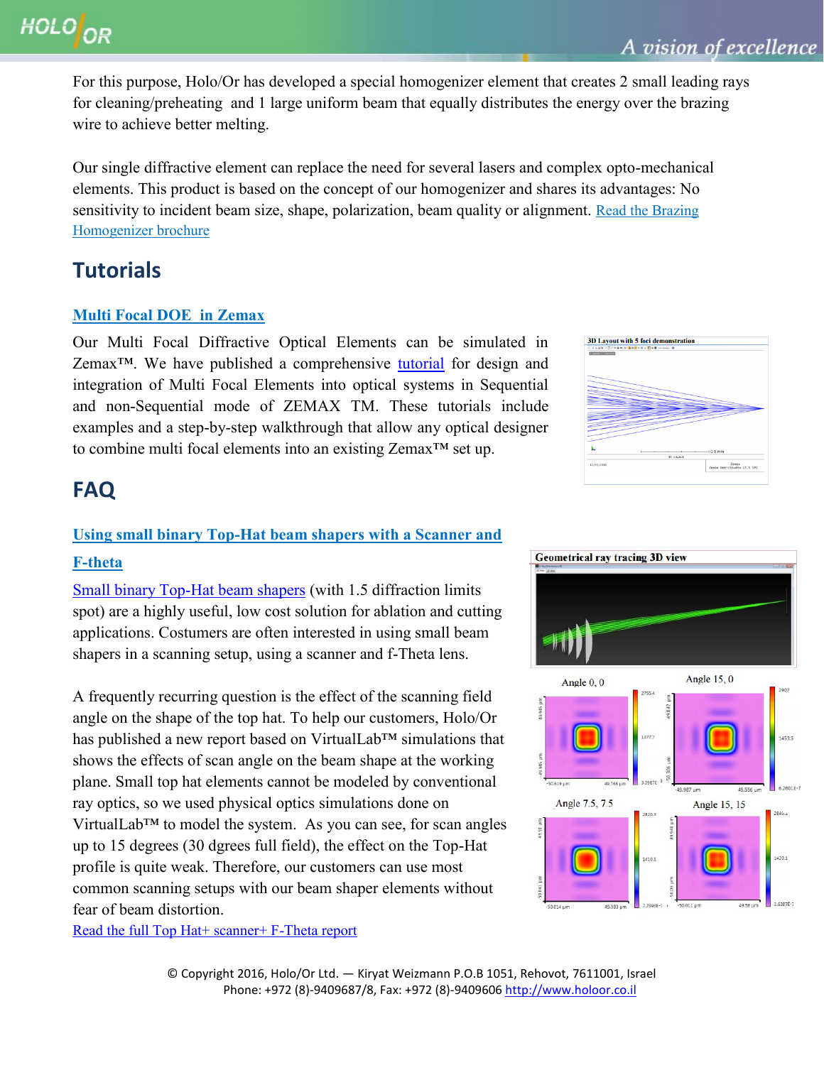For this purpose, Holo/Or has developed a special homogenizer element that creates 2 small leading rays for cleaning/preheating and 1 large uniform beam that equally distributes the energy over the brazing wire to achieve better melting.

Our single diffractive element can replace the need for several lasers and complex opto-mechanical elements. This product is based on the concept of our homogenizer and shares its advantages: No sensitivity to incident beam size, shape, polarization, beam quality or alignment. Read the Brazing Homogenizer brochure

## Tutorials

### Multi Focal DOE in Zemax

Our Multi Focal Diffractive Optical Elements can be simulated in Zemax™. We have published a comprehensive tutorial for design and integration of Multi Focal Elements into optical systems in Sequential and non-Sequential mode of ZEMAX TM. These tutorials include examples and a step-by-step walkthrough that allow any optical designer to combine multi focal elements into an existing Zemax™ set up.

3D Layout with 5 foci demonstration

## FAQ

### Using small binary Top-Hat beam shapers with a Scanner and F-theta

Small binary Top-Hat beam shapers (with 1.5 diffraction limits spot) are a highly useful, low cost solution for ablation and cutting applications. Costumers are often interested in using small beam shapers in a scanning setup, using a scanner and f-Theta lens.

A frequently recurring question is the effect of the scanning field angle on the shape of the top hat. To help our customers, Holo/Or has published a new report based on VirtualLab™ simulations that shows the effects of scan angle on the beam shape at the working plane. Small top hat elements cannot be modeled by conventional ray optics, so we used physical optics simulations done on VirtualLab™ to model the system. As you can see, for scan angles up to 15 degrees (30 dgrees full field), the effect on the Top-Hat profile is quite weak. Therefore, our customers can use most common scanning setups with our beam shaper elements without fear of beam distortion.

Read the full Top Hat+ scanner+ F-Theta report

Geometrical ray tracing 3D view

Angle 0, 0

Angle 15, 0

Angle 7.5, 7.5

Angle 15, 15